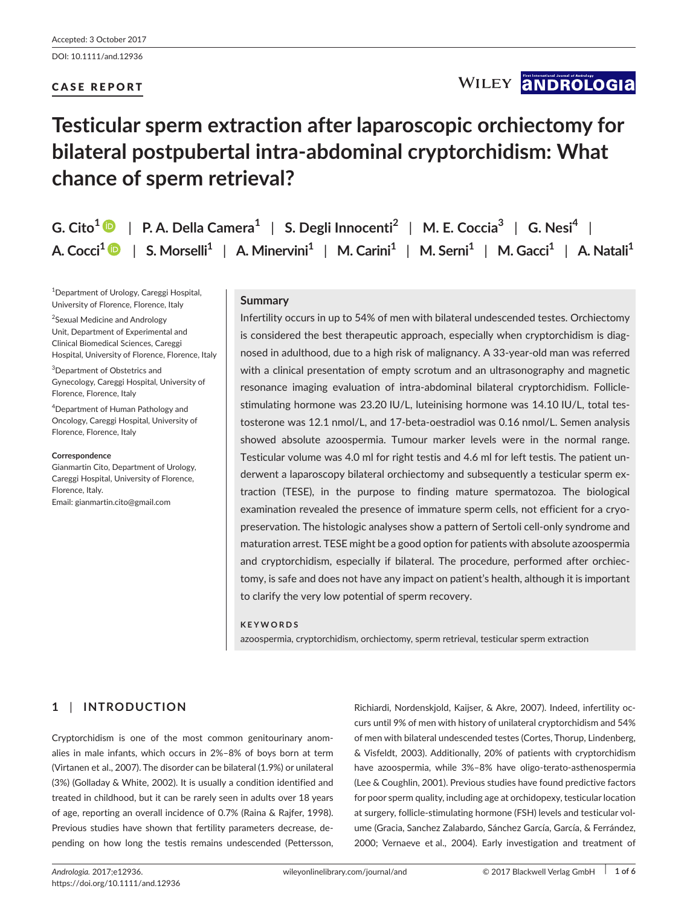Accepted: 3 October 2017

DOI: 10.1111/and.12936

CASE REPORT

# Testicular sperm extraction after laparoscopic orchiectomy for bilateral postpubertal intra-abdominal cryptorchidism: What chance of sperm retrieval?

**G. Cito[1]** | **P. A. Della Camera[1]** | **S. Degli Innocenti[2]** | **M. E. Coccia[3]** | **G. Nesi[4]** | **A. Cocci[1]** | **S. Morselli[1]** | **A. Minervini[1]** | **M. Carini[1]** | **M. Serni[1]** | **M. Gacci[1]** | **A. Natali[1]**

[1]Department of Urology, Careggi Hospital, University of Florence, Florence, Italy

[2]Sexual Medicine and Andrology Unit, Department of Experimental and Clinical Biomedical Sciences, Careggi Hospital, University of Florence, Florence, Italy

[3]Department of Obstetrics and Gynecology, Careggi Hospital, University of Florence, Florence, Italy

[4]Department of Human Pathology and Oncology, Careggi Hospital, University of Florence, Florence, Italy

**Correspondence**

Gianmartin Cito, Department of Urology, Careggi Hospital, University of Florence, Florence, Italy.

Email: gianmartin.cito@gmail.com

## Summary

Infertility occurs in up to 54% of men with bilateral undescended testes. Orchiectomy is considered the best therapeutic approach, especially when cryptorchidism is diagnosed in adulthood, due to a high risk of malignancy. A 33-year-old man was referred with a clinical presentation of empty scrotum and an ultrasonography and magnetic resonance imaging evaluation of intra-abdominal bilateral cryptorchidism. Follicle-stimulating hormone was 23.20 IU/L, luteinising hormone was 14.10 IU/L, total testosterone was 12.1 nmol/L, and 17-beta-oestradiol was 0.16 nmol/L. Semen analysis showed absolute azoospermia. Tumour marker levels were in the normal range. Testicular volume was 4.0 ml for right testis and 4.6 ml for left testis. The patient underwent a laparoscopy bilateral orchiectomy and subsequently a testicular sperm extraction (TESE), in the purpose to finding mature spermatozoa. The biological examination revealed the presence of immature sperm cells, not efficient for a cryopreservation. The histologic analyses show a pattern of Sertoli cell-only syndrome and maturation arrest. TESE might be a good option for patients with absolute azoospermia and cryptorchidism, especially if bilateral. The procedure, performed after orchiectomy, is safe and does not have any impact on patient's health, although it is important to clarify the very low potential of sperm recovery.

**KEYWORDS**

azoospermia, cryptorchidism, orchiectomy, sperm retrieval, testicular sperm extraction

## 1 | INTRODUCTION

Cryptorchidism is one of the most common genitourinary anomalies in male infants, which occurs in 2%–8% of boys born at term (Virtanen et al., 2007). The disorder can be bilateral (1.9%) or unilateral (3%) (Golladay & White, 2002). It is usually a condition identified and treated in childhood, but it can be rarely seen in adults over 18 years of age, reporting an overall incidence of 0.7% (Raina & Rajfer, 1998). Previous studies have shown that fertility parameters decrease, depending on how long the testis remains undescended (Pettersson, Richiardi, Nordenskjold, Kaijser, & Akre, 2007). Indeed, infertility occurs until 9% of men with history of unilateral cryptorchidism and 54% of men with bilateral undescended testes (Cortes, Thorup, Lindenberg, & Visfeldt, 2003). Additionally, 20% of patients with cryptorchidism have azoospermia, while 3%–8% have oligo-terato-asthenospermia (Lee & Coughlin, 2001). Previous studies have found predictive factors for poor sperm quality, including age at orchidopexy, testicular location at surgery, follicle-stimulating hormone (FSH) levels and testicular volume (Gracia, Sanchez Zalabardo, Sánchez García, García, & Ferrández, 2000; Vernaeve et al., 2004). Early investigation and treatment of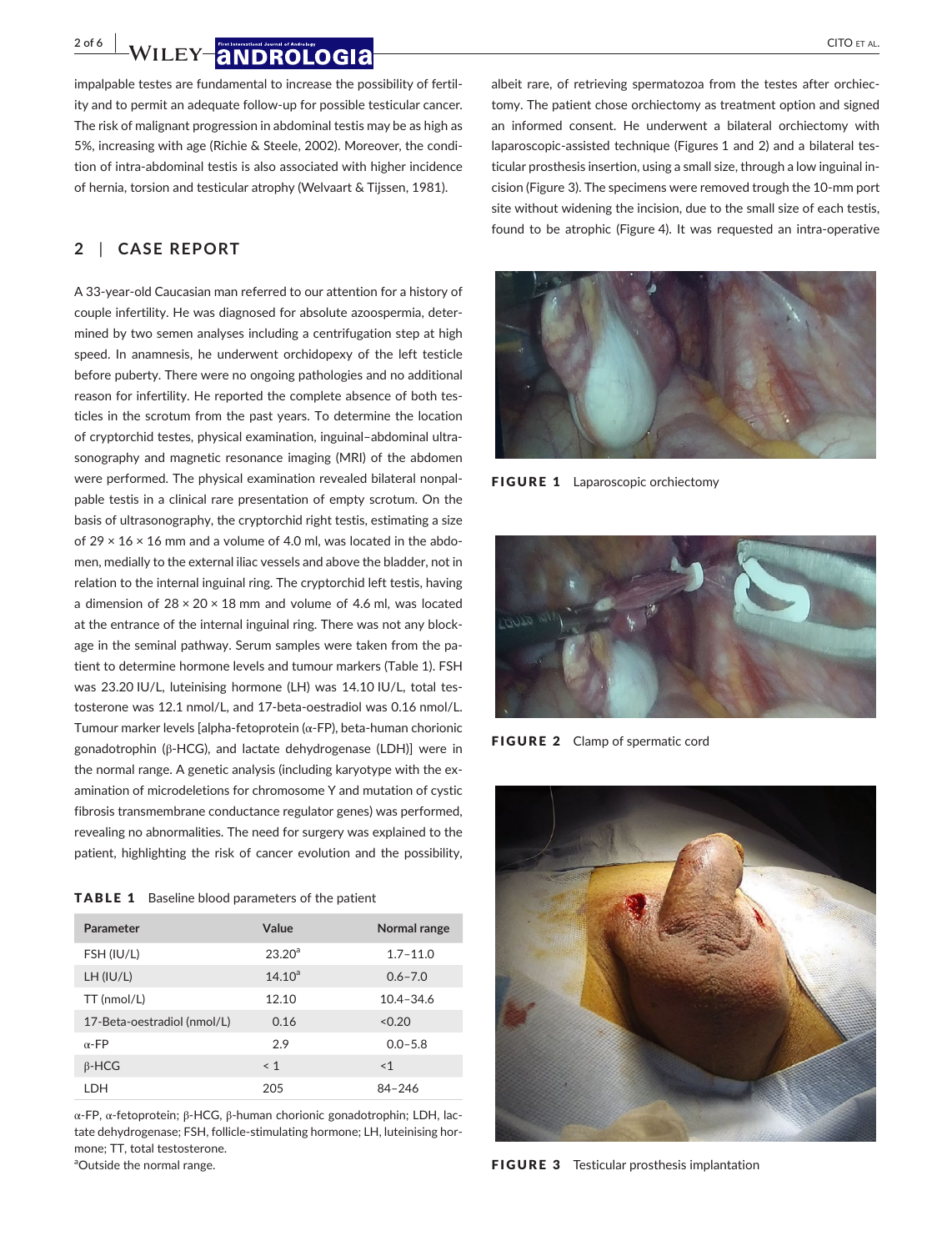impalpable testes are fundamental to increase the possibility of fertility and to permit an adequate follow-up for possible testicular cancer. The risk of malignant progression in abdominal testis may be as high as 5%, increasing with age (Richie & Steele, 2002). Moreover, the condition of intra-abdominal testis is also associated with higher incidence of hernia, torsion and testicular atrophy (Welvaart & Tijssen, 1981).

## 2 | CASE REPORT

A 33-year-old Caucasian man referred to our attention for a history of couple infertility. He was diagnosed for absolute azoospermia, determined by two semen analyses including a centrifugation step at high speed. In anamnesis, he underwent orchidopexy of the left testicle before puberty. There were no ongoing pathologies and no additional reason for infertility. He reported the complete absence of both testicles in the scrotum from the past years. To determine the location of cryptorchid testes, physical examination, inguinal–abdominal ultrasonography and magnetic resonance imaging (MRI) of the abdomen were performed. The physical examination revealed bilateral nonpalpable testis in a clinical rare presentation of empty scrotum. On the basis of ultrasonography, the cryptorchid right testis, estimating a size of 29 × 16 × 16 mm and a volume of 4.0 ml, was located in the abdomen, medially to the external iliac vessels and above the bladder, not in relation to the internal inguinal ring. The cryptorchid left testis, having a dimension of 28 × 20 × 18 mm and volume of 4.6 ml, was located at the entrance of the internal inguinal ring. There was not any blockage in the seminal pathway. Serum samples were taken from the patient to determine hormone levels and tumour markers (Table 1). FSH was 23.20 IU/L, luteinising hormone (LH) was 14.10 IU/L, total testosterone was 12.1 nmol/L, and 17-beta-oestradiol was 0.16 nmol/L. Tumour marker levels [alpha-fetoprotein (α-FP), beta-human chorionic gonadotrophin (β-HCG), and lactate dehydrogenase (LDH)] were in the normal range. A genetic analysis (including karyotype with the examination of microdeletions for chromosome Y and mutation of cystic fibrosis transmembrane conductance regulator genes) was performed, revealing no abnormalities. The need for surgery was explained to the patient, highlighting the risk of cancer evolution and the possibility, albeit rare, of retrieving spermatozoa from the testes after orchiectomy. The patient chose orchiectomy as treatment option and signed an informed consent. He underwent a bilateral orchiectomy with laparoscopic-assisted technique (Figures 1 and 2) and a bilateral testicular prosthesis insertion, using a small size, through a low inguinal incision (Figure 3). The specimens were removed trough the 10-mm port site without widening the incision, due to the small size of each testis, found to be atrophic (Figure 4). It was requested an intra-operative

**TABLE 1** Baseline blood parameters of the patient

| Parameter | Value | Normal range |
|---|---|---|
| FSH (IU/L) | 23.20[a] | 1.7–11.0 |
| LH (IU/L) | 14.10[a] | 0.6–7.0 |
| TT (nmol/L) | 12.10 | 10.4–34.6 |
| 17-Beta-oestradiol (nmol/L) | 0.16 | <0.20 |
| α-FP | 2.9 | 0.0–5.8 |
| β-HCG | < 1 | <1 |
| LDH | 205 | 84–246 |

α-FP, α-fetoprotein; β-HCG, β-human chorionic gonadotrophin; LDH, lactate dehydrogenase; FSH, follicle-stimulating hormone; LH, luteinising hormone; TT, total testosterone.
[a]Outside the normal range.

**FIGURE 1** Laparoscopic orchiectomy

**FIGURE 2** Clamp of spermatic cord

**FIGURE 3** Testicular prosthesis implantation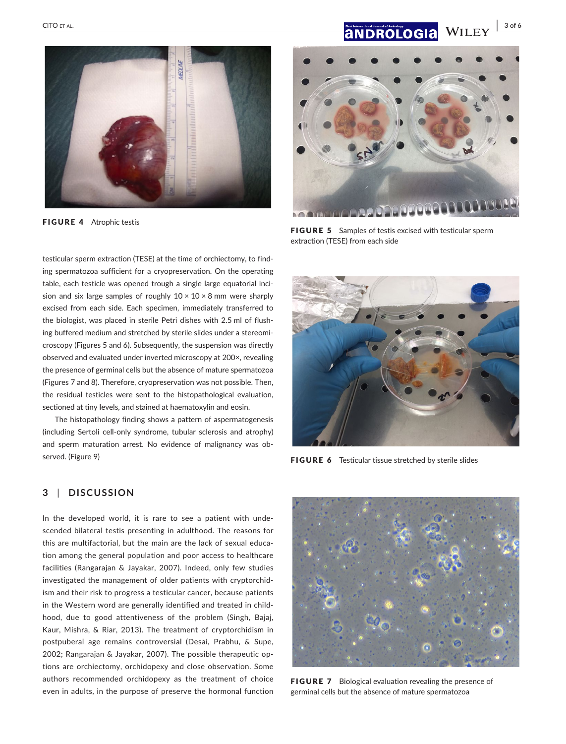FIGURE 4 Atrophic testis

FIGURE 5 Samples of testis excised with testicular sperm extraction (TESE) from each side

testicular sperm extraction (TESE) at the time of orchiectomy, to finding spermatozoa sufficient for a cryopreservation. On the operating table, each testicle was opened trough a single large equatorial incision and six large samples of roughly 10 × 10 × 8 mm were sharply excised from each side. Each specimen, immediately transferred to the biologist, was placed in sterile Petri dishes with 2.5 ml of flushing buffered medium and stretched by sterile slides under a stereomicroscopy (Figures 5 and 6). Subsequently, the suspension was directly observed and evaluated under inverted microscopy at 200×, revealing the presence of germinal cells but the absence of mature spermatozoa (Figures 7 and 8). Therefore, cryopreservation was not possible. Then, the residual testicles were sent to the histopathological evaluation, sectioned at tiny levels, and stained at haematoxylin and eosin.

The histopathology finding shows a pattern of aspermatogenesis (including Sertoli cell-only syndrome, tubular sclerosis and atrophy) and sperm maturation arrest. No evidence of malignancy was observed. (Figure 9)

FIGURE 6 Testicular tissue stretched by sterile slides

## 3 | DISCUSSION

In the developed world, it is rare to see a patient with undescended bilateral testis presenting in adulthood. The reasons for this are multifactorial, but the main are the lack of sexual education among the general population and poor access to healthcare facilities (Rangarajan & Jayakar, 2007). Indeed, only few studies investigated the management of older patients with cryptorchidism and their risk to progress a testicular cancer, because patients in the Western word are generally identified and treated in childhood, due to good attentiveness of the problem (Singh, Bajaj, Kaur, Mishra, & Riar, 2013). The treatment of cryptorchidism in postpuberal age remains controversial (Desai, Prabhu, & Supe, 2002; Rangarajan & Jayakar, 2007). The possible therapeutic options are orchiectomy, orchidopexy and close observation. Some authors recommended orchidopexy as the treatment of choice even in adults, in the purpose of preserve the hormonal function

FIGURE 7 Biological evaluation revealing the presence of germinal cells but the absence of mature spermatozoa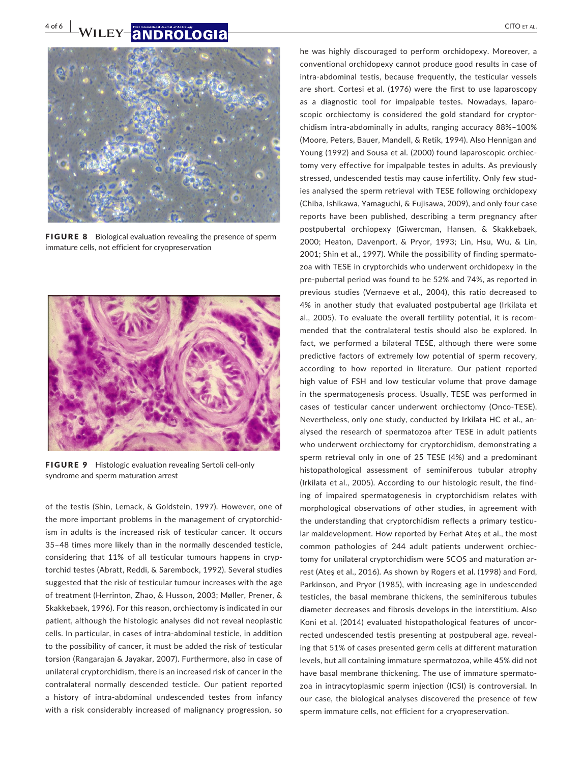FIGURE 8 Biological evaluation revealing the presence of sperm immature cells, not efficient for cryopreservation

FIGURE 9 Histologic evaluation revealing Sertoli cell-only syndrome and sperm maturation arrest

of the testis (Shin, Lemack, & Goldstein, 1997). However, one of the more important problems in the management of cryptorchidism in adults is the increased risk of testicular cancer. It occurs 35–48 times more likely than in the normally descended testicle, considering that 11% of all testicular tumours happens in cryptorchid testes (Abratt, Reddi, & Sarembock, 1992). Several studies suggested that the risk of testicular tumour increases with the age of treatment (Herrinton, Zhao, & Husson, 2003; Møller, Prener, & Skakkebaek, 1996). For this reason, orchiectomy is indicated in our patient, although the histologic analyses did not reveal neoplastic cells. In particular, in cases of intra-abdominal testicle, in addition to the possibility of cancer, it must be added the risk of testicular torsion (Rangarajan & Jayakar, 2007). Furthermore, also in case of unilateral cryptorchidism, there is an increased risk of cancer in the contralateral normally descended testicle. Our patient reported a history of intra-abdominal undescended testes from infancy with a risk considerably increased of malignancy progression, so he was highly discouraged to perform orchidopexy. Moreover, a conventional orchidopexy cannot produce good results in case of intra-abdominal testis, because frequently, the testicular vessels are short. Cortesi et al. (1976) were the first to use laparoscopy as a diagnostic tool for impalpable testes. Nowadays, laparoscopic orchiectomy is considered the gold standard for cryptorchidism intra-abdominally in adults, ranging accuracy 88%–100% (Moore, Peters, Bauer, Mandell, & Retik, 1994). Also Hennigan and Young (1992) and Sousa et al. (2000) found laparoscopic orchiectomy very effective for impalpable testes in adults. As previously stressed, undescended testis may cause infertility. Only few studies analysed the sperm retrieval with TESE following orchidopexy (Chiba, Ishikawa, Yamaguchi, & Fujisawa, 2009), and only four case reports have been published, describing a term pregnancy after postpubertal orchiopexy (Giwercman, Hansen, & Skakkebaek, 2000; Heaton, Davenport, & Pryor, 1993; Lin, Hsu, Wu, & Lin, 2001; Shin et al., 1997). While the possibility of finding spermatozoa with TESE in cryptorchids who underwent orchidopexy in the pre-pubertal period was found to be 52% and 74%, as reported in previous studies (Vernaeve et al., 2004), this ratio decreased to 4% in another study that evaluated postpubertal age (Irkilata et al., 2005). To evaluate the overall fertility potential, it is recommended that the contralateral testis should also be explored. In fact, we performed a bilateral TESE, although there were some predictive factors of extremely low potential of sperm recovery, according to how reported in literature. Our patient reported high value of FSH and low testicular volume that prove damage in the spermatogenesis process. Usually, TESE was performed in cases of testicular cancer underwent orchiectomy (Onco-TESE). Nevertheless, only one study, conducted by Irkilata HC et al., analysed the research of spermatozoa after TESE in adult patients who underwent orchiectomy for cryptorchidism, demonstrating a sperm retrieval only in one of 25 TESE (4%) and a predominant histopathological assessment of seminiferous tubular atrophy (Irkilata et al., 2005). According to our histologic result, the finding of impaired spermatogenesis in cryptorchidism relates with morphological observations of other studies, in agreement with the understanding that cryptorchidism reflects a primary testicular maldevelopment. How reported by Ferhat Ateş et al., the most common pathologies of 244 adult patients underwent orchiectomy for unilateral cryptorchidism were SCOS and maturation arrest (Ateş et al., 2016). As shown by Rogers et al. (1998) and Ford, Parkinson, and Pryor (1985), with increasing age in undescended testicles, the basal membrane thickens, the seminiferous tubules diameter decreases and fibrosis develops in the interstitium. Also Koni et al. (2014) evaluated histopathological features of uncorrected undescended testis presenting at postpuberal age, revealing that 51% of cases presented germ cells at different maturation levels, but all containing immature spermatozoa, while 45% did not have basal membrane thickening. The use of immature spermatozoa in intracytoplasmic sperm injection (ICSI) is controversial. In our case, the biological analyses discovered the presence of few sperm immature cells, not efficient for a cryopreservation.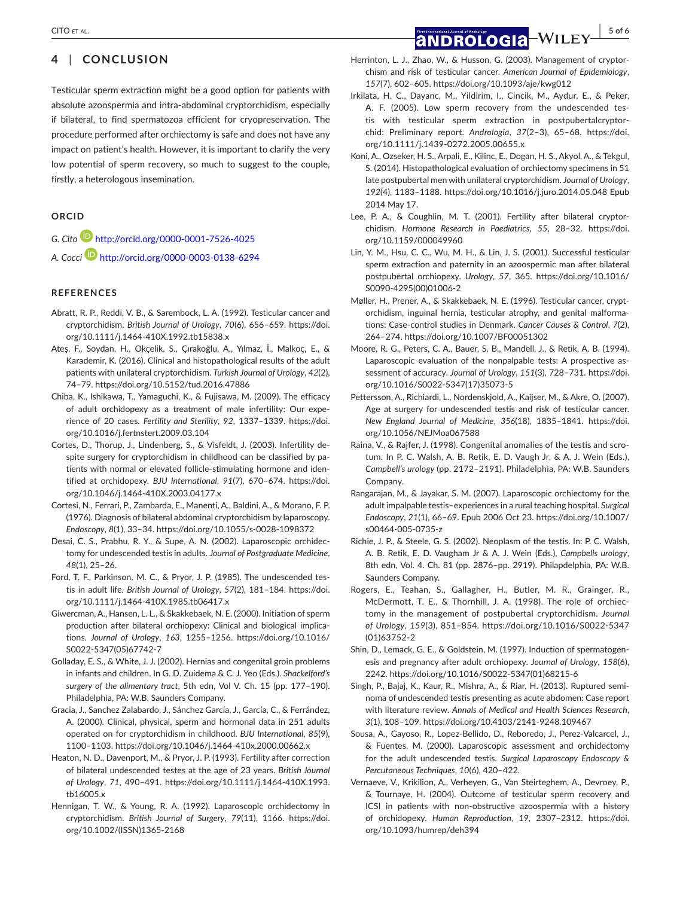## 4 | CONCLUSION

Testicular sperm extraction might be a good option for patients with absolute azoospermia and intra-abdominal cryptorchidism, especially if bilateral, to find spermatozoa efficient for cryopreservation. The procedure performed after orchiectomy is safe and does not have any impact on patient's health. However, it is important to clarify the very low potential of sperm recovery, so much to suggest to the couple, firstly, a heterologous insemination.

### ORCID

*G. Cito* http://orcid.org/0000-0001-7526-4025

*A. Cocci* http://orcid.org/0000-0003-0138-6294

### REFERENCES

Abratt, R. P., Reddi, V. B., & Sarembock, L. A. (1992). Testicular cancer and cryptorchidism. *British Journal of Urology*, *70*(6), 656–659. https://doi.org/10.1111/j.1464-410X.1992.tb15838.x

Ateş, F., Soydan, H., Okçelik, S., Çırakoğlu, A., Yılmaz, İ., Malkoç, E., & Karademir, K. (2016). Clinical and histopathological results of the adult patients with unilateral cryptorchidism. *Turkish Journal of Urology*, *42*(2), 74–79. https://doi.org/10.5152/tud.2016.47886

Chiba, K., Ishikawa, T., Yamaguchi, K., & Fujisawa, M. (2009). The efficacy of adult orchidopexy as a treatment of male infertility: Our experience of 20 cases. *Fertility and Sterility*, *92*, 1337–1339. https://doi.org/10.1016/j.fertnstert.2009.03.104

Cortes, D., Thorup, J., Lindenberg, S., & Visfeldt, J. (2003). Infertility despite surgery for cryptorchidism in childhood can be classified by patients with normal or elevated follicle-stimulating hormone and identified at orchidopexy. *BJU International*, *91*(7), 670–674. https://doi.org/10.1046/j.1464-410X.2003.04177.x

Cortesi, N., Ferrari, P., Zambarda, E., Manenti, A., Baldini, A., & Morano, F. P. (1976). Diagnosis of bilateral abdominal cryptorchidism by laparoscopy. *Endoscopy*, *8*(1), 33–34. https://doi.org/10.1055/s-0028-1098372

Desai, C. S., Prabhu, R. Y., & Supe, A. N. (2002). Laparoscopic orchidectomy for undescended testis in adults. *Journal of Postgraduate Medicine*, *48*(1), 25–26.

Ford, T. F., Parkinson, M. C., & Pryor, J. P. (1985). The undescended testis in adult life. *British Journal of Urology*, *57*(2), 181–184. https://doi.org/10.1111/j.1464-410X.1985.tb06417.x

Giwercman, A., Hansen, L. L., & Skakkebaek, N. E. (2000). Initiation of sperm production after bilateral orchiopexy: Clinical and biological implications. *Journal of Urology*, *163*, 1255–1256. https://doi.org/10.1016/S0022-5347(05)67742-7

Golladay, E. S., & White, J. J. (2002). Hernias and congenital groin problems in infants and children. In G. D. Zuidema & C. J. Yeo (Eds.). *Shackelford's surgery of the alimentary tract*, 5th edn, Vol V. Ch. 15 (pp. 177–190). Philadelphia, PA: W.B. Saunders Company.

Gracia, J., Sanchez Zalabardo, J., Sánchez García, J., García, C., & Ferrández, A. (2000). Clinical, physical, sperm and hormonal data in 251 adults operated on for cryptorchidism in childhood. *BJU International*, *85*(9), 1100–1103. https://doi.org/10.1046/j.1464-410x.2000.00662.x

Heaton, N. D., Davenport, M., & Pryor, J. P. (1993). Fertility after correction of bilateral undescended testes at the age of 23 years. *British Journal of Urology*, *71*, 490–491. https://doi.org/10.1111/j.1464-410X.1993.tb16005.x

Hennigan, T. W., & Young, R. A. (1992). Laparoscopic orchidectomy in cryptorchidism. *British Journal of Surgery*, *79*(11), 1166. https://doi.org/10.1002/(ISSN)1365-2168

Herrinton, L. J., Zhao, W., & Husson, G. (2003). Management of cryptorchism and risk of testicular cancer. *American Journal of Epidemiology*, *157*(7), 602–605. https://doi.org/10.1093/aje/kwg012

Irkilata, H. C., Dayanc, M., Yildirim, I., Cincik, M., Aydur, E., & Peker, A. F. (2005). Low sperm recovery from the undescended testis with testicular sperm extraction in postpubertalcryptorchid: Preliminary report. *Andrologia*, *37*(2–3), 65–68. https://doi.org/10.1111/j.1439-0272.2005.00655.x

Koni, A., Ozseker, H. S., Arpali, E., Kilinc, E., Dogan, H. S., Akyol, A., & Tekgul, S. (2014). Histopathological evaluation of orchiectomy specimens in 51 late postpubertal men with unilateral cryptorchidism. *Journal of Urology*, *192*(4), 1183–1188. https://doi.org/10.1016/j.juro.2014.05.048 Epub 2014 May 17.

Lee, P. A., & Coughlin, M. T. (2001). Fertility after bilateral cryptorchidism. *Hormone Research in Paediatrics*, *55*, 28–32. https://doi.org/10.1159/000049960

Lin, Y. M., Hsu, C. C., Wu, M. H., & Lin, J. S. (2001). Successful testicular sperm extraction and paternity in an azoospermic man after bilateral postpubertal orchiopexy. *Urology*, *57*, 365. https://doi.org/10.1016/S0090-4295(00)01006-2

Møller, H., Prener, A., & Skakkebaek, N. E. (1996). Testicular cancer, cryptorchidism, inguinal hernia, testicular atrophy, and genital malformations: Case-control studies in Denmark. *Cancer Causes & Control*, *7*(2), 264–274. https://doi.org/10.1007/BF00051302

Moore, R. G., Peters, C. A., Bauer, S. B., Mandell, J., & Retik, A. B. (1994). Laparoscopic evaluation of the nonpalpable tests: A prospective assessment of accuracy. *Journal of Urology*, *151*(3), 728–731. https://doi.org/10.1016/S0022-5347(17)35073-5

Pettersson, A., Richiardi, L., Nordenskjold, A., Kaijser, M., & Akre, O. (2007). Age at surgery for undescended testis and risk of testicular cancer. *New England Journal of Medicine*, *356*(18), 1835–1841. https://doi.org/10.1056/NEJMoa067588

Raina, V., & Rajfer, J. (1998). Congenital anomalies of the testis and scrotum. In P. C. Walsh, A. B. Retik, E. D. Vaugh Jr, & A. J. Wein (Eds.), *Campbell's urology* (pp. 2172–2191). Philadelphia, PA: W.B. Saunders Company.

Rangarajan, M., & Jayakar, S. M. (2007). Laparoscopic orchiectomy for the adult impalpable testis–experiences in a rural teaching hospital. *Surgical Endoscopy*, *21*(1), 66–69. Epub 2006 Oct 23. https://doi.org/10.1007/s00464-005-0735-z

Richie, J. P., & Steele, G. S. (2002). Neoplasm of the testis. In: P. C. Walsh, A. B. Retik, E. D. Vaugham Jr & A. J. Wein (Eds.), *Campbells urology*, 8th edn, Vol. 4. Ch. 81 (pp. 2876–pp. 2919). Philapdelphia, PA: W.B. Saunders Company.

Rogers, E., Teahan, S., Gallagher, H., Butler, M. R., Grainger, R., McDermott, T. E., & Thornhill, J. A. (1998). The role of orchiectomy in the management of postpubertal cryptorchidism. *Journal of Urology*, *159*(3), 851–854. https://doi.org/10.1016/S0022-5347(01)63752-2

Shin, D., Lemack, G. E., & Goldstein, M. (1997). Induction of spermatogenesis and pregnancy after adult orchiopexy. *Journal of Urology*, *158*(6), 2242. https://doi.org/10.1016/S0022-5347(01)68215-6

Singh, P., Bajaj, K., Kaur, R., Mishra, A., & Riar, H. (2013). Ruptured seminoma of undescended testis presenting as acute abdomen: Case report with literature review. *Annals of Medical and Health Sciences Research*, *3*(1), 108–109. https://doi.org/10.4103/2141-9248.109467

Sousa, A., Gayoso, R., Lopez-Bellido, D., Reboredo, J., Perez-Valcarcel, J., & Fuentes, M. (2000). Laparoscopic assessment and orchidectomy for the adult undescended testis. *Surgical Laparoscopy Endoscopy & Percutaneous Techniques*, *10*(6), 420–422.

Vernaeve, V., Krikilion, A., Verheyen, G., Van Steirteghem, A., Devroey, P., & Tournaye, H. (2004). Outcome of testicular sperm recovery and ICSI in patients with non-obstructive azoospermia with a history of orchidopexy. *Human Reproduction*, *19*, 2307–2312. https://doi.org/10.1093/humrep/deh394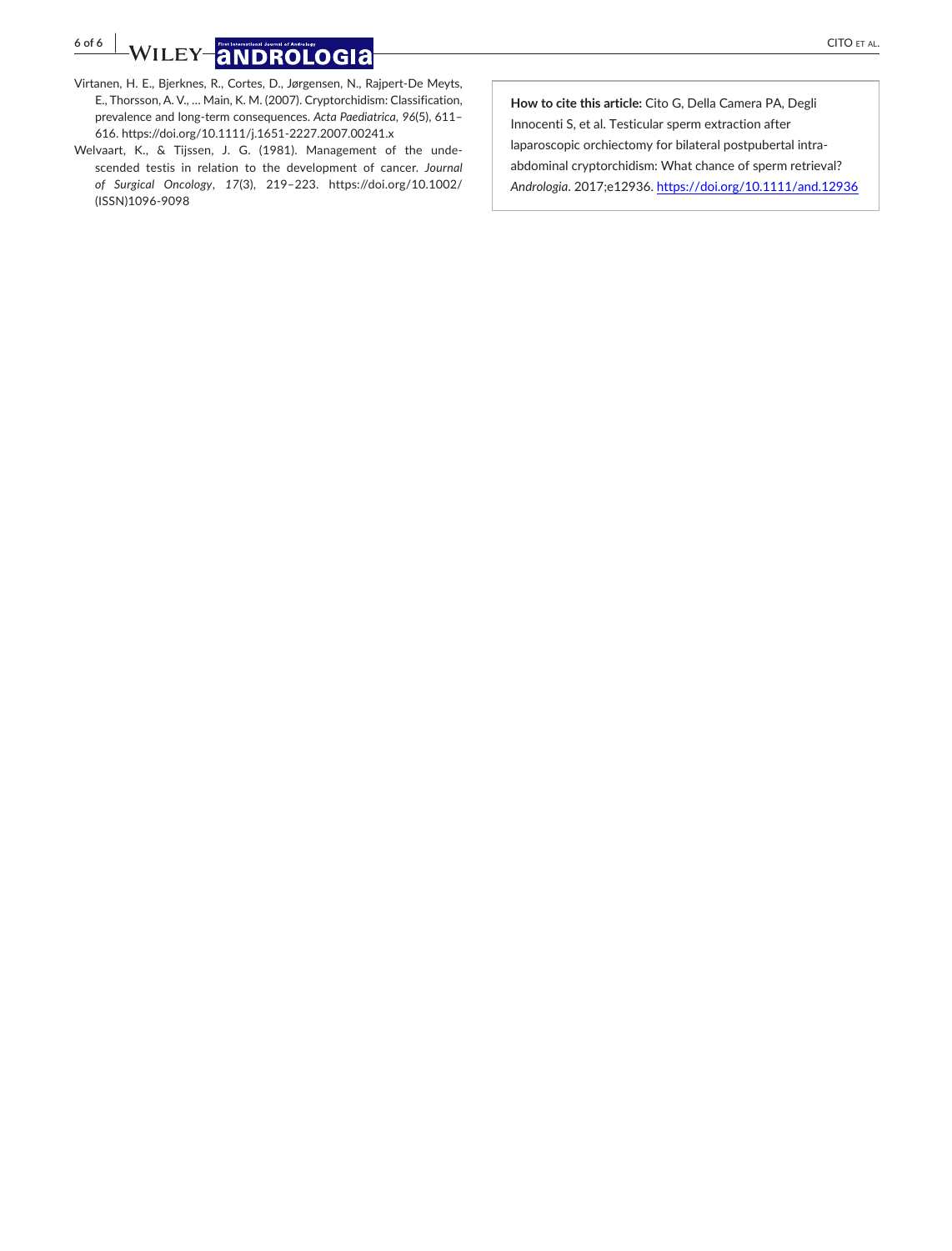Virtanen, H. E., Bjerknes, R., Cortes, D., Jørgensen, N., Rajpert-De Meyts, E., Thorsson, A. V., … Main, K. M. (2007). Cryptorchidism: Classification, prevalence and long-term consequences. *Acta Paediatrica*, *96*(5), 611–616. https://doi.org/10.1111/j.1651-2227.2007.00241.x

Welvaart, K., & Tijssen, J. G. (1981). Management of the undescended testis in relation to the development of cancer. *Journal of Surgical Oncology*, *17*(3), 219–223. https://doi.org/10.1002/(ISSN)1096-9098

**How to cite this article:** Cito G, Della Camera PA, Degli Innocenti S, et al. Testicular sperm extraction after laparoscopic orchiectomy for bilateral postpubertal intra-abdominal cryptorchidism: What chance of sperm retrieval? *Andrologia*. 2017;e12936. https://doi.org/10.1111/and.12936